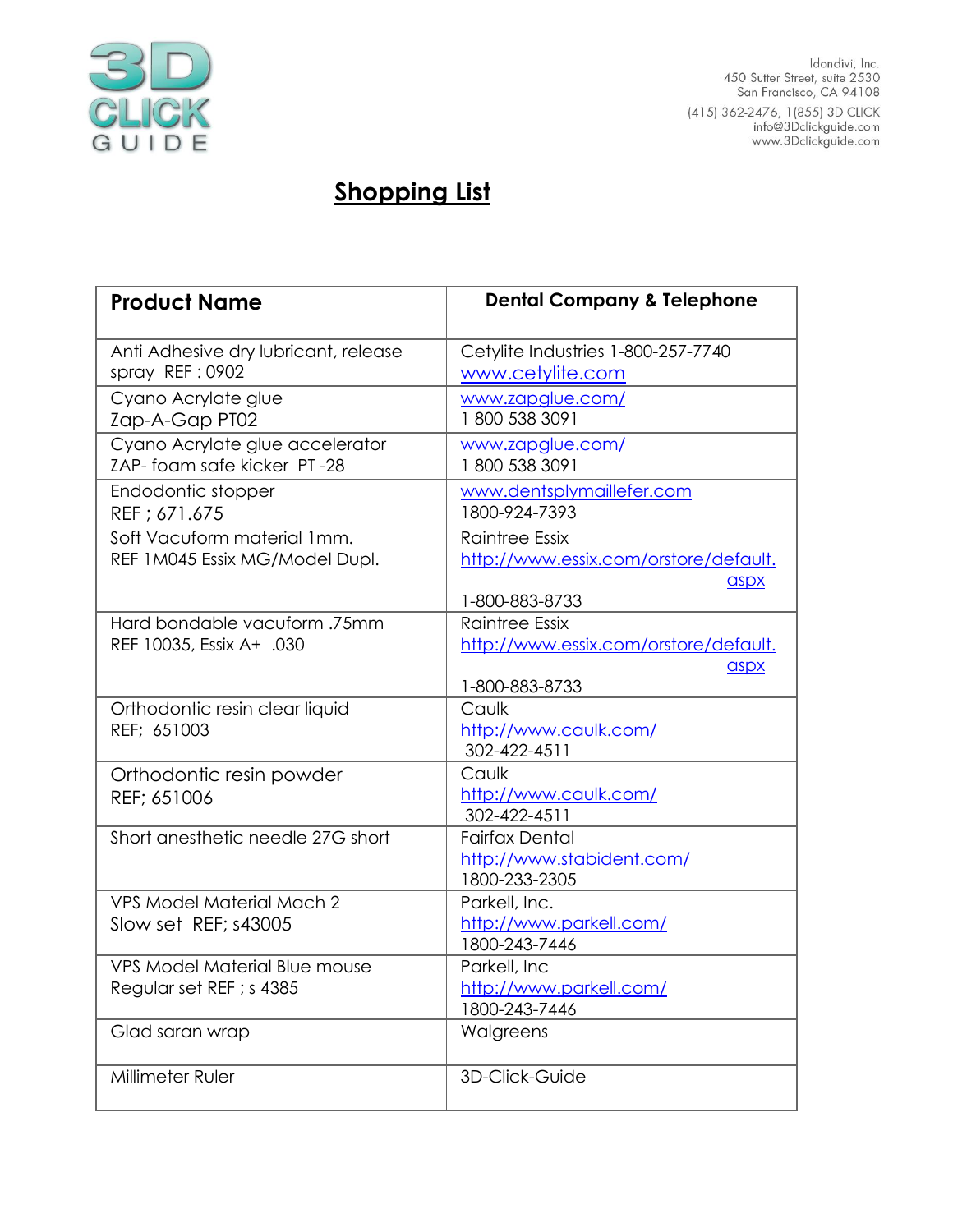3D CLICK GUIDE

Idondivi, Inc.
450 Sutter Street, suite 2530
San Francisco, CA 94108
(415) 362-2476, 1(855) 3D CLICK
info@3Dclickguide.com
www.3Dclickguide.com

# Shopping List

| Product Name | Dental Company & Telephone |
|---|---|
| Anti Adhesive dry lubricant, release spray REF : 0902 | Cetylite Industries 1-800-257-7740 www.cetylite.com |
| Cyano Acrylate glue Zap-A-Gap PT02 | www.zapglue.com/ 1 800 538 3091 |
| Cyano Acrylate glue accelerator ZAP- foam safe kicker PT -28 | www.zapglue.com/ 1 800 538 3091 |
| Endodontic stopper REF ; 671.675 | www.dentsplymaillefer.com 1800-924-7393 |
| Soft Vacuform material 1mm. REF 1M045 Essix MG/Model Dupl. | Raintree Essix http://www.essix.com/orstore/default.aspx 1-800-883-8733 |
| Hard bondable vacuform .75mm REF 10035, Essix A+ .030 | Raintree Essix http://www.essix.com/orstore/default.aspx 1-800-883-8733 |
| Orthodontic resin clear liquid REF; 651003 | Caulk http://www.caulk.com/ 302-422-4511 |
| Orthodontic resin powder REF; 651006 | Caulk http://www.caulk.com/ 302-422-4511 |
| Short anesthetic needle 27G short | Fairfax Dental http://www.stabident.com/ 1800-233-2305 |
| VPS Model Material Mach 2 Slow set REF; s43005 | Parkell, Inc. http://www.parkell.com/ 1800-243-7446 |
| VPS Model Material Blue mouse Regular set REF ; s 4385 | Parkell, Inc http://www.parkell.com/ 1800-243-7446 |
| Glad saran wrap | Walgreens |
| Millimeter Ruler | 3D-Click-Guide |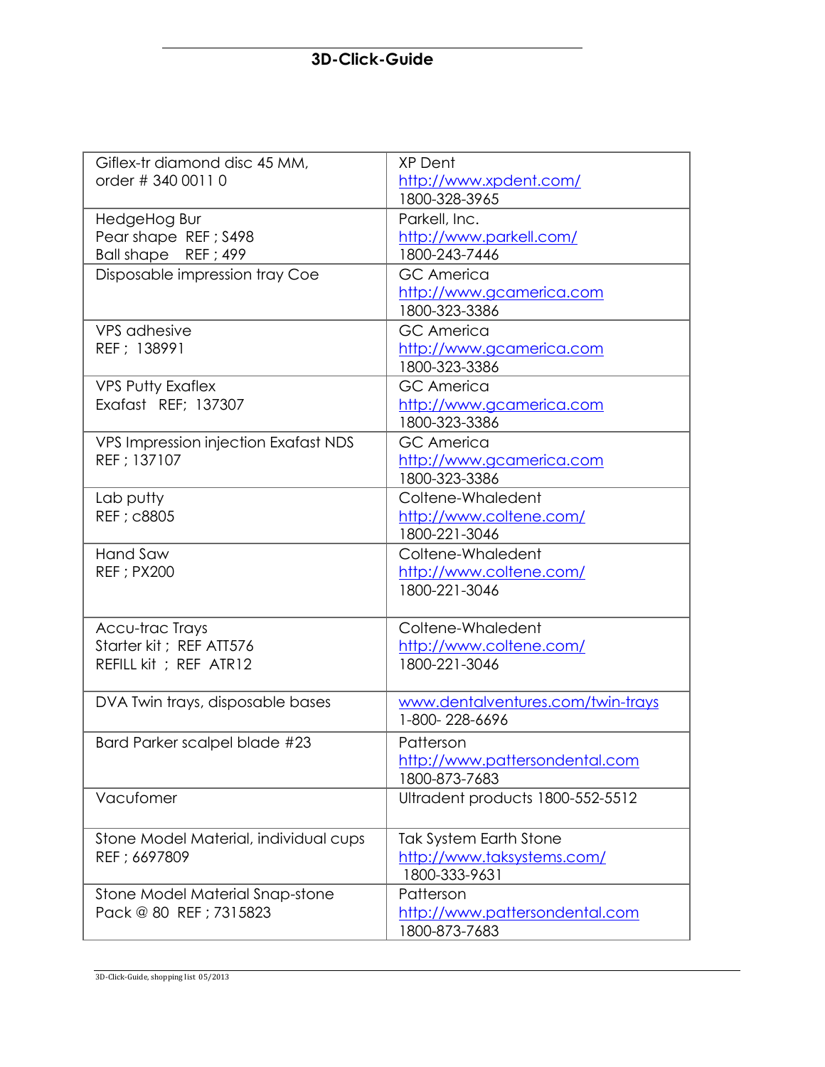| Giflex-tr diamond disc 45 MM, order # 340 0011 0 | XP Dent http://www.xpdent.com/ 1800-328-3965 |
|---|---|
| HedgeHog Bur Pear shape REF ; S498 Ball shape REF ; 499 | Parkell, Inc. http://www.parkell.com/ 1800-243-7446 |
| Disposable impression tray Coe | GC America http://www.gcamerica.com 1800-323-3386 |
| VPS adhesive REF ; 138991 | GC America http://www.gcamerica.com 1800-323-3386 |
| VPS Putty Exaflex Exafast REF; 137307 | GC America http://www.gcamerica.com 1800-323-3386 |
| VPS Impression injection Exafast NDS REF ; 137107 | GC America http://www.gcamerica.com 1800-323-3386 |
| Lab putty REF ; c8805 | Coltene-Whaledent http://www.coltene.com/ 1800-221-3046 |
| Hand Saw REF ; PX200 | Coltene-Whaledent http://www.coltene.com/ 1800-221-3046 |
| Accu-trac Trays Starter kit ; REF ATT576 REFILL kit ; REF ATR12 | Coltene-Whaledent http://www.coltene.com/ 1800-221-3046 |
| DVA Twin trays, disposable bases | www.dentalventures.com/twin-trays 1-800- 228-6696 |
| Bard Parker scalpel blade #23 | Patterson http://www.pattersondental.com 1800-873-7683 |
| Vacufomer | Ultradent products 1800-552-5512 |
| Stone Model Material, individual cups REF ; 6697809 | Tak System Earth Stone http://www.taksystems.com/ 1800-333-9631 |
| Stone Model Material Snap-stone Pack @ 80 REF ; 7315823 | Patterson http://www.pattersondental.com 1800-873-7683 |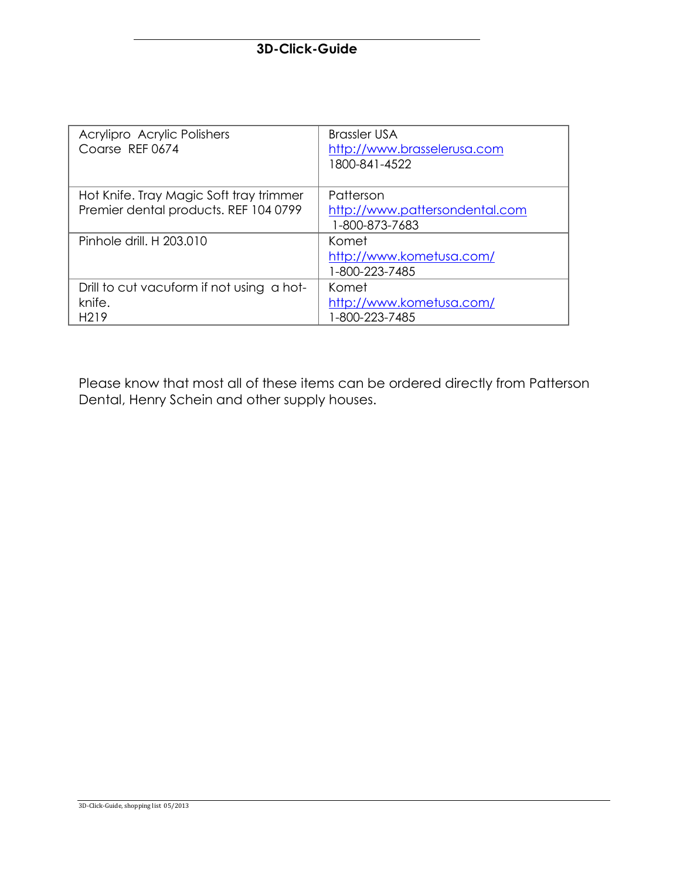| | |
|---|---|
| Acrylipro Acrylic Polishers<br>Coarse REF 0674 | Brassler USA<br>http://www.brasselerusa.com<br>1800-841-4522 |
| Hot Knife. Tray Magic Soft tray trimmer<br>Premier dental products. REF 104 0799 | Patterson<br>http://www.pattersondental.com<br>1-800-873-7683 |
| Pinhole drill. H 203.010 | Komet<br>http://www.kometusa.com/<br>1-800-223-7485 |
| Drill to cut vacuform if not using a hot-knife.<br>H219 | Komet<br>http://www.kometusa.com/<br>1-800-223-7485 |

Please know that most all of these items can be ordered directly from Patterson Dental, Henry Schein and other supply houses.